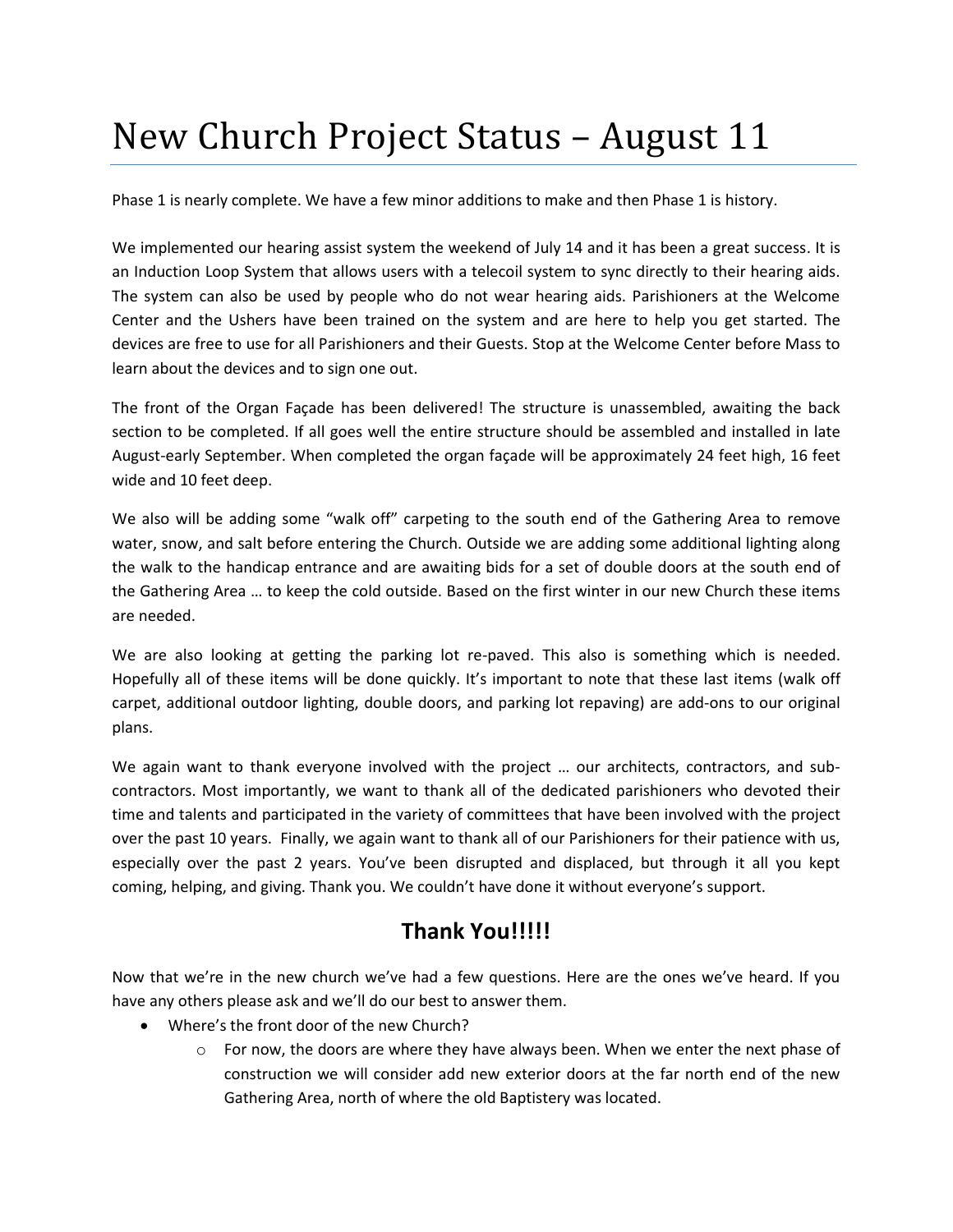# New Church Project Status – August 11

Phase 1 is nearly complete. We have a few minor additions to make and then Phase 1 is history.

We implemented our hearing assist system the weekend of July 14 and it has been a great success. It is an Induction Loop System that allows users with a telecoil system to sync directly to their hearing aids. The system can also be used by people who do not wear hearing aids. Parishioners at the Welcome Center and the Ushers have been trained on the system and are here to help you get started. The devices are free to use for all Parishioners and their Guests. Stop at the Welcome Center before Mass to learn about the devices and to sign one out.

The front of the Organ Façade has been delivered! The structure is unassembled, awaiting the back section to be completed. If all goes well the entire structure should be assembled and installed in late August-early September. When completed the organ façade will be approximately 24 feet high, 16 feet wide and 10 feet deep.

We also will be adding some "walk off" carpeting to the south end of the Gathering Area to remove water, snow, and salt before entering the Church. Outside we are adding some additional lighting along the walk to the handicap entrance and are awaiting bids for a set of double doors at the south end of the Gathering Area … to keep the cold outside. Based on the first winter in our new Church these items are needed.

We are also looking at getting the parking lot re-paved. This also is something which is needed. Hopefully all of these items will be done quickly. It's important to note that these last items (walk off carpet, additional outdoor lighting, double doors, and parking lot repaving) are add-ons to our original plans.

We again want to thank everyone involved with the project … our architects, contractors, and sub-contractors. Most importantly, we want to thank all of the dedicated parishioners who devoted their time and talents and participated in the variety of committees that have been involved with the project over the past 10 years. Finally, we again want to thank all of our Parishioners for their patience with us, especially over the past 2 years. You've been disrupted and displaced, but through it all you kept coming, helping, and giving. Thank you. We couldn't have done it without everyone's support.

## Thank You!!!!!

Now that we're in the new church we've had a few questions. Here are the ones we've heard. If you have any others please ask and we'll do our best to answer them.

- Where's the front door of the new Church?
  - For now, the doors are where they have always been. When we enter the next phase of construction we will consider add new exterior doors at the far north end of the new Gathering Area, north of where the old Baptistery was located.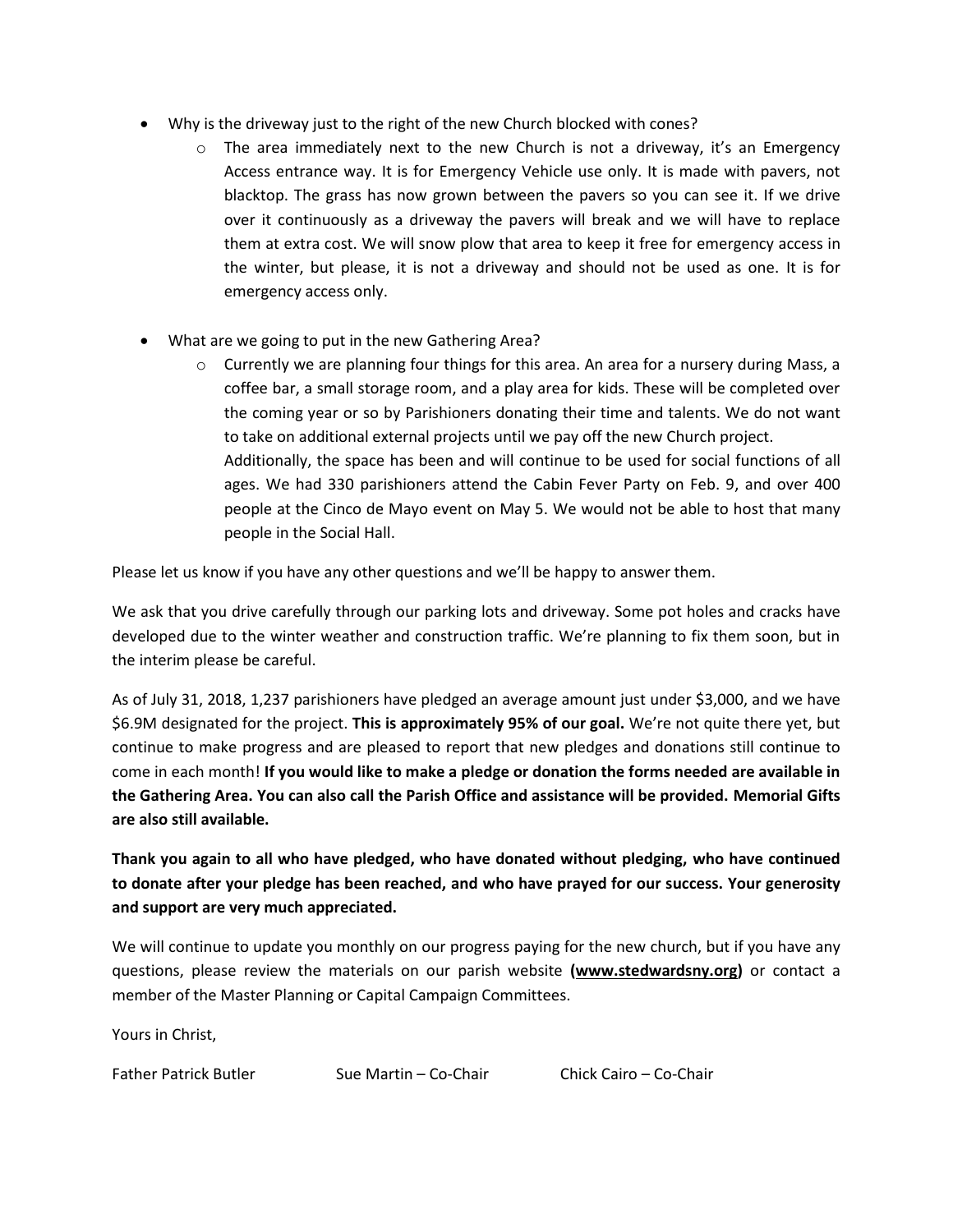- Why is the driveway just to the right of the new Church blocked with cones?
  - The area immediately next to the new Church is not a driveway, it's an Emergency Access entrance way. It is for Emergency Vehicle use only. It is made with pavers, not blacktop. The grass has now grown between the pavers so you can see it. If we drive over it continuously as a driveway the pavers will break and we will have to replace them at extra cost. We will snow plow that area to keep it free for emergency access in the winter, but please, it is not a driveway and should not be used as one. It is for emergency access only.

- What are we going to put in the new Gathering Area?
  - Currently we are planning four things for this area. An area for a nursery during Mass, a coffee bar, a small storage room, and a play area for kids. These will be completed over the coming year or so by Parishioners donating their time and talents. We do not want to take on additional external projects until we pay off the new Church project.
    Additionally, the space has been and will continue to be used for social functions of all ages. We had 330 parishioners attend the Cabin Fever Party on Feb. 9, and over 400 people at the Cinco de Mayo event on May 5. We would not be able to host that many people in the Social Hall.

Please let us know if you have any other questions and we'll be happy to answer them.

We ask that you drive carefully through our parking lots and driveway. Some pot holes and cracks have developed due to the winter weather and construction traffic. We're planning to fix them soon, but in the interim please be careful.

As of July 31, 2018, 1,237 parishioners have pledged an average amount just under $3,000, and we have $6.9M designated for the project. **This is approximately 95% of our goal.** We're not quite there yet, but continue to make progress and are pleased to report that new pledges and donations still continue to come in each month! **If you would like to make a pledge or donation the forms needed are available in the Gathering Area. You can also call the Parish Office and assistance will be provided. Memorial Gifts are also still available.**

**Thank you again to all who have pledged, who have donated without pledging, who have continued to donate after your pledge has been reached, and who have prayed for our success. Your generosity and support are very much appreciated.**

We will continue to update you monthly on our progress paying for the new church, but if you have any questions, please review the materials on our parish website **(www.stedwardsny.org)** or contact a member of the Master Planning or Capital Campaign Committees.

Yours in Christ,

Father Patrick Butler    Sue Martin – Co-Chair    Chick Cairo – Co-Chair